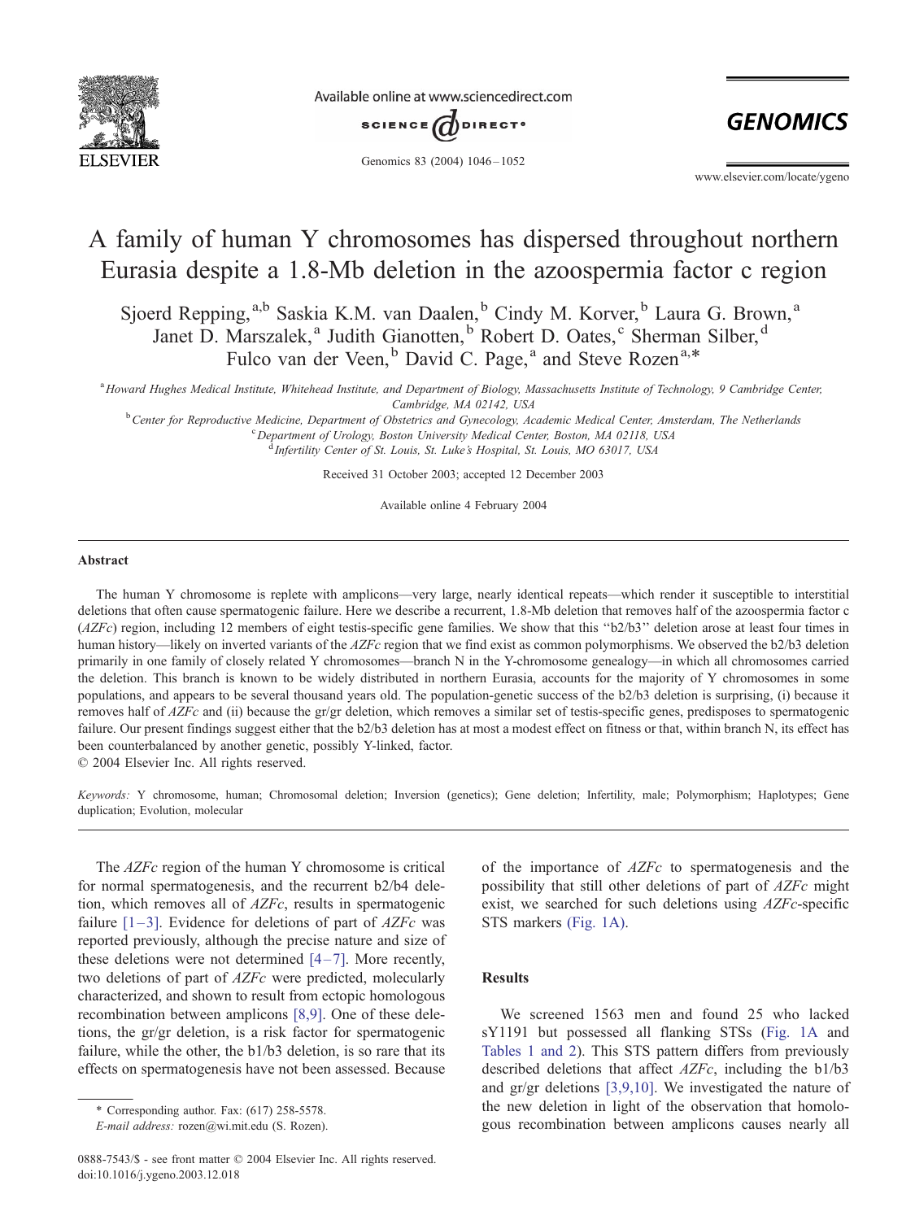# A family of human Y chromosomes has dispersed throughout northern Eurasia despite a 1.8-Mb deletion in the azoospermia factor c region

Sjoerd Repping,[a,b] Saskia K.M. van Daalen,[b] Cindy M. Korver,[b] Laura G. Brown,[a] Janet D. Marszalek,[a] Judith Gianotten,[b] Robert D. Oates,[c] Sherman Silber,[d] Fulco van der Veen,[b] David C. Page,[a] and Steve Rozen[a,*]

[a] Howard Hughes Medical Institute, Whitehead Institute, and Department of Biology, Massachusetts Institute of Technology, 9 Cambridge Center, Cambridge, MA 02142, USA

[b] Center for Reproductive Medicine, Department of Obstetrics and Gynecology, Academic Medical Center, Amsterdam, The Netherlands

[c] Department of Urology, Boston University Medical Center, Boston, MA 02118, USA

[d] Infertility Center of St. Louis, St. Luke's Hospital, St. Louis, MO 63017, USA

Received 31 October 2003; accepted 12 December 2003

Available online 4 February 2004

## Abstract

The human Y chromosome is replete with amplicons—very large, nearly identical repeats—which render it susceptible to interstitial deletions that often cause spermatogenic failure. Here we describe a recurrent, 1.8-Mb deletion that removes half of the azoospermia factor c (*AZFc*) region, including 12 members of eight testis-specific gene families. We show that this "b2/b3" deletion arose at least four times in human history—likely on inverted variants of the *AZFc* region that we find exist as common polymorphisms. We observed the b2/b3 deletion primarily in one family of closely related Y chromosomes—branch N in the Y-chromosome genealogy—in which all chromosomes carried the deletion. This branch is known to be widely distributed in northern Eurasia, accounts for the majority of Y chromosomes in some populations, and appears to be several thousand years old. The population-genetic success of the b2/b3 deletion is surprising, (i) because it removes half of *AZFc* and (ii) because the gr/gr deletion, which removes a similar set of testis-specific genes, predisposes to spermatogenic failure. Our present findings suggest either that the b2/b3 deletion has at most a modest effect on fitness or that, within branch N, its effect has been counterbalanced by another genetic, possibly Y-linked, factor.

© 2004 Elsevier Inc. All rights reserved.

*Keywords:* Y chromosome, human; Chromosomal deletion; Inversion (genetics); Gene deletion; Infertility, male; Polymorphism; Haplotypes; Gene duplication; Evolution, molecular

The *AZFc* region of the human Y chromosome is critical for normal spermatogenesis, and the recurrent b2/b4 deletion, which removes all of *AZFc*, results in spermatogenic failure [1–3]. Evidence for deletions of part of *AZFc* was reported previously, although the precise nature and size of these deletions were not determined [4–7]. More recently, two deletions of part of *AZFc* were predicted, molecularly characterized, and shown to result from ectopic homologous recombination between amplicons [8,9]. One of these deletions, the gr/gr deletion, is a risk factor for spermatogenic failure, while the other, the b1/b3 deletion, is so rare that its effects on spermatogenesis have not been assessed. Because of the importance of *AZFc* to spermatogenesis and the possibility that still other deletions of part of *AZFc* might exist, we searched for such deletions using *AZFc*-specific STS markers (Fig. 1A).

## Results

We screened 1563 men and found 25 who lacked sY1191 but possessed all flanking STSs (Fig. 1A and Tables 1 and 2). This STS pattern differs from previously described deletions that affect *AZFc*, including the b1/b3 and gr/gr deletions [3,9,10]. We investigated the nature of the new deletion in light of the observation that homologous recombination between amplicons causes nearly all

\* Corresponding author. Fax: (617) 258-5578.
*E-mail address:* rozen@wi.mit.edu (S. Rozen).

0888-7543/$ - see front matter © 2004 Elsevier Inc. All rights reserved.
doi:10.1016/j.ygeno.2003.12.018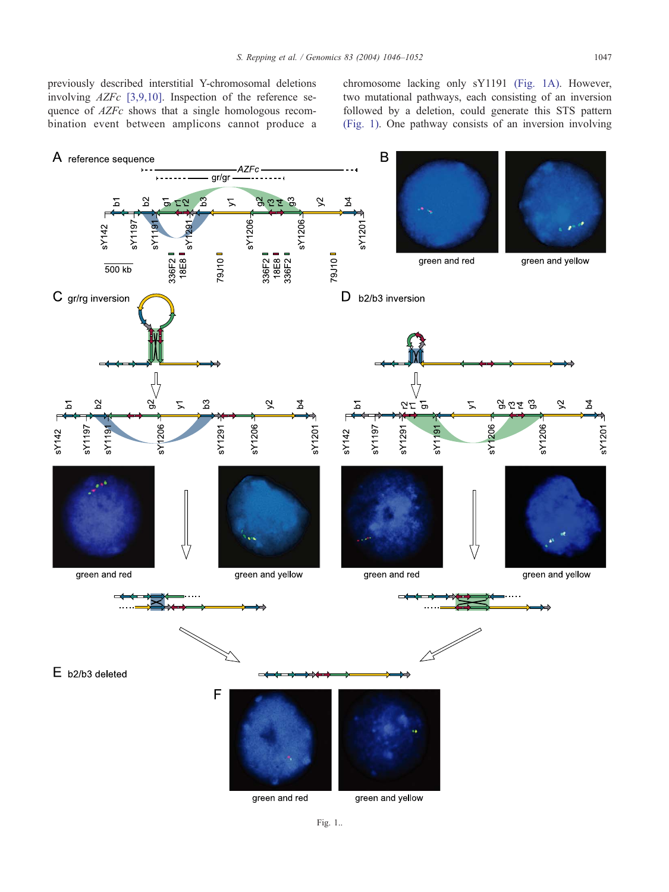previously described interstitial Y-chromosomal deletions involving *AZFc* [3,9,10]. Inspection of the reference sequence of *AZFc* shows that a single homologous recombination event between amplicons cannot produce a chromosome lacking only sY1191 (Fig. 1A). However, two mutational pathways, each consisting of an inversion followed by a deletion, could generate this STS pattern (Fig. 1). One pathway consists of an inversion involving

Fig. 1..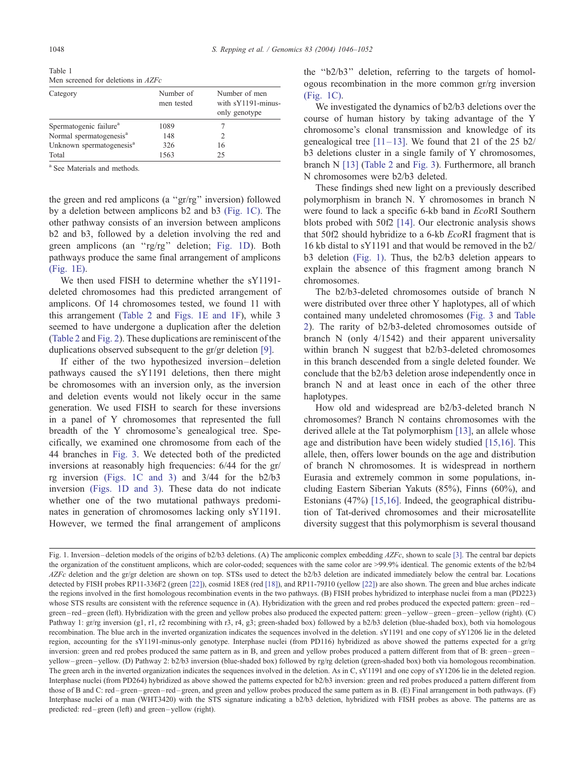Table 1
Men screened for deletions in *AZFc*

| Category | Number of men tested | Number of men with sY1191-minus-only genotype |
|---|---|---|
| Spermatogenic failure[a] | 1089 | 7 |
| Normal spermatogenesis[a] | 148 | 2 |
| Unknown spermatogenesis[a] | 326 | 16 |
| Total | 1563 | 25 |

[a] See Materials and methods.

the green and red amplicons (a "gr/rg" inversion) followed by a deletion between amplicons b2 and b3 (Fig. 1C). The other pathway consists of an inversion between amplicons b2 and b3, followed by a deletion involving the red and green amplicons (an "rg/rg" deletion; Fig. 1D). Both pathways produce the same final arrangement of amplicons (Fig. 1E).

We then used FISH to determine whether the sY1191-deleted chromosomes had this predicted arrangement of amplicons. Of 14 chromosomes tested, we found 11 with this arrangement (Table 2 and Figs. 1E and 1F), while 3 seemed to have undergone a duplication after the deletion (Table 2 and Fig. 2). These duplications are reminiscent of the duplications observed subsequent to the gr/gr deletion [9].

If either of the two hypothesized inversion–deletion pathways caused the sY1191 deletions, then there might be chromosomes with an inversion only, as the inversion and deletion events would not likely occur in the same generation. We used FISH to search for these inversions in a panel of Y chromosomes that represented the full breadth of the Y chromosome's genealogical tree. Specifically, we examined one chromosome from each of the 44 branches in Fig. 3. We detected both of the predicted inversions at reasonably high frequencies: 6/44 for the gr/rg inversion (Figs. 1C and 3) and 3/44 for the b2/b3 inversion (Figs. 1D and 3). These data do not indicate whether one of the two mutational pathways predominates in generation of chromosomes lacking only sY1191. However, we termed the final arrangement of amplicons the "b2/b3" deletion, referring to the targets of homologous recombination in the more common gr/rg inversion (Fig. 1C).

We investigated the dynamics of b2/b3 deletions over the course of human history by taking advantage of the Y chromosome's clonal transmission and knowledge of its genealogical tree [11–13]. We found that 21 of the 25 b2/b3 deletions cluster in a single family of Y chromosomes, branch N [13] (Table 2 and Fig. 3). Furthermore, all branch N chromosomes were b2/b3 deleted.

These findings shed new light on a previously described polymorphism in branch N. Y chromosomes in branch N were found to lack a specific 6-kb band in *Eco*RI Southern blots probed with 50f2 [14]. Our electronic analysis shows that 50f2 should hybridize to a 6-kb *Eco*RI fragment that is 16 kb distal to sY1191 and that would be removed in the b2/b3 deletion (Fig. 1). Thus, the b2/b3 deletion appears to explain the absence of this fragment among branch N chromosomes.

The b2/b3-deleted chromosomes outside of branch N were distributed over three other Y haplotypes, all of which contained many undeleted chromosomes (Fig. 3 and Table 2). The rarity of b2/b3-deleted chromosomes outside of branch N (only 4/1542) and their apparent universality within branch N suggest that b2/b3-deleted chromosomes in this branch descended from a single deleted founder. We conclude that the b2/b3 deletion arose independently once in branch N and at least once in each of the other three haplotypes.

How old and widespread are b2/b3-deleted branch N chromosomes? Branch N contains chromosomes with the derived allele at the Tat polymorphism [13], an allele whose age and distribution have been widely studied [15,16]. This allele, then, offers lower bounds on the age and distribution of branch N chromosomes. It is widespread in northern Eurasia and extremely common in some populations, including Eastern Siberian Yakuts (85%), Finns (60%), and Estonians (47%) [15,16]. Indeed, the geographical distribution of Tat-derived chromosomes and their microsatellite diversity suggest that this polymorphism is several thousand

Fig. 1. Inversion–deletion models of the origins of b2/b3 deletions. (A) The ampliconic complex embedding *AZFc*, shown to scale [3]. The central bar depicts the organization of the constituent amplicons, which are color-coded; sequences with the same color are >99.9% identical. The genomic extents of the b2/b4 *AZFc* deletion and the gr/gr deletion are shown on top. STSs used to detect the b2/b3 deletion are indicated immediately below the central bar. Locations detected by FISH probes RP11-336F2 (green [22]), cosmid 18E8 (red [18]), and RP11-79J10 (yellow [22]) are also shown. The green and blue arches indicate the regions involved in the first homologous recombination events in the two pathways. (B) FISH probes hybridized to interphase nuclei from a man (PD223) whose STS results are consistent with the reference sequence in (A). Hybridization with the green and red probes produced the expected pattern: green–red–green–red–green (left). Hybridization with the green and yellow probes also produced the expected pattern: green–yellow–green–green–yellow (right). (C) Pathway 1: gr/rg inversion (g1, r1, r2 recombining with r3, r4, g3; green-shaded box) followed by a b2/b3 deletion (blue-shaded box), both via homologous recombination. The blue arch in the inverted organization indicates the sequences involved in the deletion. sY1191 and one copy of sY1206 lie in the deleted region, accounting for the sY1191-minus-only genotype. Interphase nuclei (from PD116) hybridized as above showed the patterns expected for a gr/rg inversion: green and red probes produced the same pattern as in B, and green and yellow probes produced a pattern different from that of B: green–green–yellow–green–yellow. (D) Pathway 2: b2/b3 inversion (blue-shaded box) followed by rg/rg deletion (green-shaded box) both via homologous recombination. The green arch in the inverted organization indicates the sequences involved in the deletion. As in C, sY1191 and one copy of sY1206 lie in the deleted region. Interphase nuclei (from PD264) hybridized as above showed the patterns expected for b2/b3 inversion: green and red probes produced a pattern different from those of B and C: red–green–green–red–green, and green and yellow probes produced the same pattern as in B. (E) Final arrangement in both pathways. (F) Interphase nuclei of a man (WHT3420) with the STS signature indicating a b2/b3 deletion, hybridized with FISH probes as above. The patterns are as predicted: red–green (left) and green–yellow (right).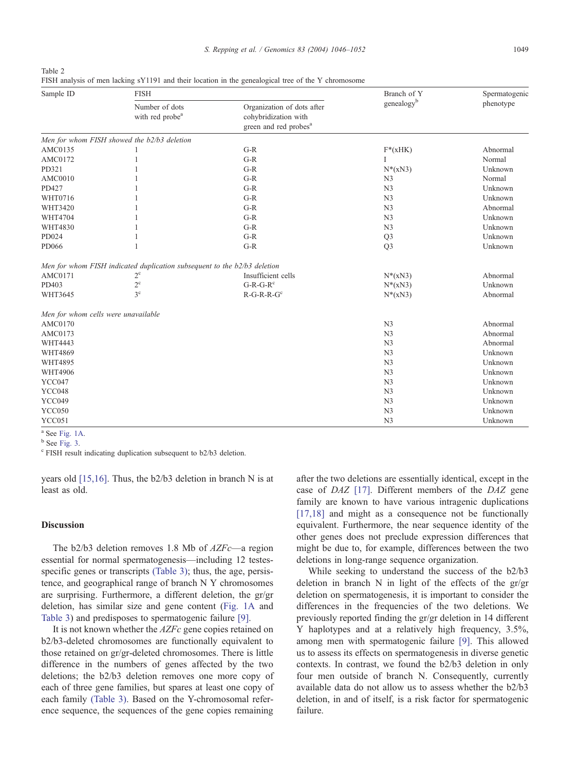Table 2
FISH analysis of men lacking sY1191 and their location in the genealogical tree of the Y chromosome

| Sample ID | FISH | | Branch of Y genealogy[b] | Spermatogenic phenotype |
|---|---|---|---|---|
| | Number of dots with red probe[a] | Organization of dots after cohybridization with green and red probes[a] | | |
| *Men for whom FISH showed the b2/b3 deletion* | | | | |
| AMC0135 | 1 | G-R | F*(xHK) | Abnormal |
| AMC0172 | 1 | G-R | I | Normal |
| PD321 | 1 | G-R | N*(xN3) | Unknown |
| AMC0010 | 1 | G-R | N3 | Normal |
| PD427 | 1 | G-R | N3 | Unknown |
| WHT0716 | 1 | G-R | N3 | Unknown |
| WHT3420 | 1 | G-R | N3 | Abnormal |
| WHT4704 | 1 | G-R | N3 | Unknown |
| WHT4830 | 1 | G-R | N3 | Unknown |
| PD024 | 1 | G-R | Q3 | Unknown |
| PD066 | 1 | G-R | Q3 | Unknown |
| *Men for whom FISH indicated duplication subsequent to the b2/b3 deletion* | | | | |
| AMC0171 | 2[c] | Insufficient cells | N*(xN3) | Abnormal |
| PD403 | 2[c] | G-R-G-R[c] | N*(xN3) | Unknown |
| WHT3645 | 3[c] | R-G-R-R-G[c] | N*(xN3) | Abnormal |
| *Men for whom cells were unavailable* | | | | |
| AMC0170 | | | N3 | Abnormal |
| AMC0173 | | | N3 | Abnormal |
| WHT4443 | | | N3 | Abnormal |
| WHT4869 | | | N3 | Unknown |
| WHT4895 | | | N3 | Unknown |
| WHT4906 | | | N3 | Unknown |
| YCC047 | | | N3 | Unknown |
| YCC048 | | | N3 | Unknown |
| YCC049 | | | N3 | Unknown |
| YCC050 | | | N3 | Unknown |
| YCC051 | | | N3 | Unknown |

[a] See Fig. 1A.
[b] See Fig. 3.
[c] FISH result indicating duplication subsequent to b2/b3 deletion.

years old [15,16]. Thus, the b2/b3 deletion in branch N is at least as old.

## Discussion

The b2/b3 deletion removes 1.8 Mb of *AZFc*—a region essential for normal spermatogenesis—including 12 testes-specific genes or transcripts (Table 3); thus, the age, persistence, and geographical range of branch N Y chromosomes are surprising. Furthermore, a different deletion, the gr/gr deletion, has similar size and gene content (Fig. 1A and Table 3) and predisposes to spermatogenic failure [9].

It is not known whether the *AZFc* gene copies retained on b2/b3-deleted chromosomes are functionally equivalent to those retained on gr/gr-deleted chromosomes. There is little difference in the numbers of genes affected by the two deletions; the b2/b3 deletion removes one more copy of each of three gene families, but spares at least one copy of each family (Table 3). Based on the Y-chromosomal reference sequence, the sequences of the gene copies remaining after the two deletions are essentially identical, except in the case of *DAZ* [17]. Different members of the *DAZ* gene family are known to have various intragenic duplications [17,18] and might as a consequence not be functionally equivalent. Furthermore, the near sequence identity of the other genes does not preclude expression differences that might be due to, for example, differences between the two deletions in long-range sequence organization.

While seeking to understand the success of the b2/b3 deletion in branch N in light of the effects of the gr/gr deletion on spermatogenesis, it is important to consider the differences in the frequencies of the two deletions. We previously reported finding the gr/gr deletion in 14 different Y haplotypes and at a relatively high frequency, 3.5%, among men with spermatogenic failure [9]. This allowed us to assess its effects on spermatogenesis in diverse genetic contexts. In contrast, we found the b2/b3 deletion in only four men outside of branch N. Consequently, currently available data do not allow us to assess whether the b2/b3 deletion, in and of itself, is a risk factor for spermatogenic failure.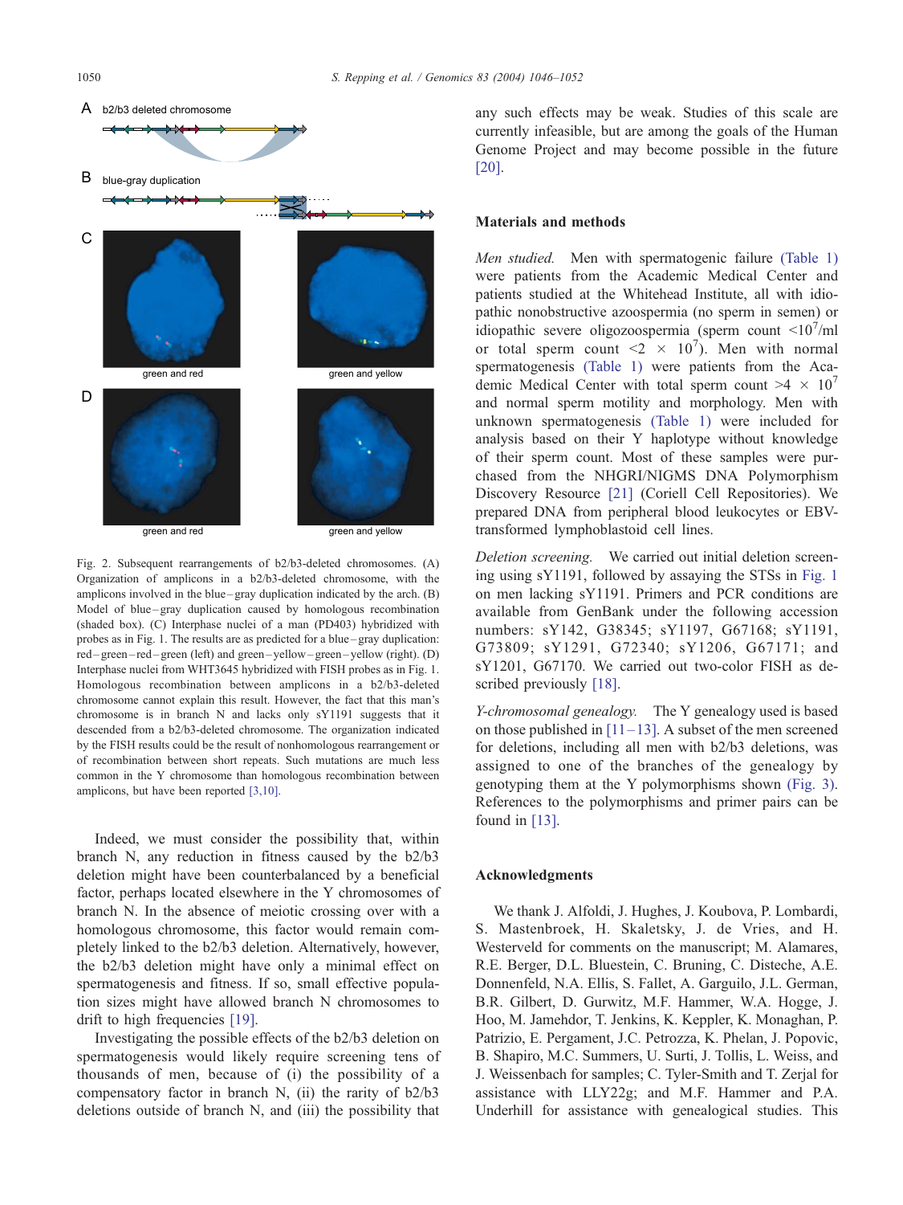Fig. 2. Subsequent rearrangements of b2/b3-deleted chromosomes. (A) Organization of amplicons in a b2/b3-deleted chromosome, with the amplicons involved in the blue–gray duplication indicated by the arch. (B) Model of blue–gray duplication caused by homologous recombination (shaded box). (C) Interphase nuclei of a man (PD403) hybridized with probes as in Fig. 1. The results are as predicted for a blue–gray duplication: red–green–red–green (left) and green–yellow–green–yellow (right). (D) Interphase nuclei from WHT3645 hybridized with FISH probes as in Fig. 1. Homologous recombination between amplicons in a b2/b3-deleted chromosome cannot explain this result. However, the fact that this man's chromosome is in branch N and lacks only sY1191 suggests that it descended from a b2/b3-deleted chromosome. The organization indicated by the FISH results could be the result of nonhomologous rearrangement or of recombination between short repeats. Such mutations are much less common in the Y chromosome than homologous recombination between amplicons, but have been reported [3,10].

Indeed, we must consider the possibility that, within branch N, any reduction in fitness caused by the b2/b3 deletion might have been counterbalanced by a beneficial factor, perhaps located elsewhere in the Y chromosomes of branch N. In the absence of meiotic crossing over with a homologous chromosome, this factor would remain completely linked to the b2/b3 deletion. Alternatively, however, the b2/b3 deletion might have only a minimal effect on spermatogenesis and fitness. If so, small effective population sizes might have allowed branch N chromosomes to drift to high frequencies [19].

Investigating the possible effects of the b2/b3 deletion on spermatogenesis would likely require screening tens of thousands of men, because of (i) the possibility of a compensatory factor in branch N, (ii) the rarity of b2/b3 deletions outside of branch N, and (iii) the possibility that any such effects may be weak. Studies of this scale are currently infeasible, but are among the goals of the Human Genome Project and may become possible in the future [20].

## Materials and methods

*Men studied.* Men with spermatogenic failure (Table 1) were patients from the Academic Medical Center and patients studied at the Whitehead Institute, all with idiopathic nonobstructive azoospermia (no sperm in semen) or idiopathic severe oligozoospermia (sperm count $<10^7$/ml or total sperm count $<2 \times 10^7$). Men with normal spermatogenesis (Table 1) were patients from the Academic Medical Center with total sperm count $>4 \times 10^7$ and normal sperm motility and morphology. Men with unknown spermatogenesis (Table 1) were included for analysis based on their Y haplotype without knowledge of their sperm count. Most of these samples were purchased from the NHGRI/NIGMS DNA Polymorphism Discovery Resource [21] (Coriell Cell Repositories). We prepared DNA from peripheral blood leukocytes or EBV-transformed lymphoblastoid cell lines.

*Deletion screening.* We carried out initial deletion screening using sY1191, followed by assaying the STSs in Fig. 1 on men lacking sY1191. Primers and PCR conditions are available from GenBank under the following accession numbers: sY142, G38345; sY1197, G67168; sY1191, G73809; sY1291, G72340; sY1206, G67171; and sY1201, G67170. We carried out two-color FISH as described previously [18].

*Y-chromosomal genealogy.* The Y genealogy used is based on those published in [11–13]. A subset of the men screened for deletions, including all men with b2/b3 deletions, was assigned to one of the branches of the genealogy by genotyping them at the Y polymorphisms shown (Fig. 3). References to the polymorphisms and primer pairs can be found in [13].

## Acknowledgments

We thank J. Alfoldi, J. Hughes, J. Koubova, P. Lombardi, S. Mastenbroek, H. Skaletsky, J. de Vries, and H. Westerveld for comments on the manuscript; M. Alamares, R.E. Berger, D.L. Bluestein, C. Bruning, C. Disteche, A.E. Donnenfeld, N.A. Ellis, S. Fallet, A. Garguilo, J.L. German, B.R. Gilbert, D. Gurwitz, M.F. Hammer, W.A. Hogge, J. Hoo, M. Jamehdor, T. Jenkins, K. Keppler, K. Monaghan, P. Patrizio, E. Pergament, J.C. Petrozza, K. Phelan, J. Popovic, B. Shapiro, M.C. Summers, U. Surti, J. Tollis, L. Weiss, and J. Weissenbach for samples; C. Tyler-Smith and T. Zerjal for assistance with LLY22g; and M.F. Hammer and P.A. Underhill for assistance with genealogical studies. This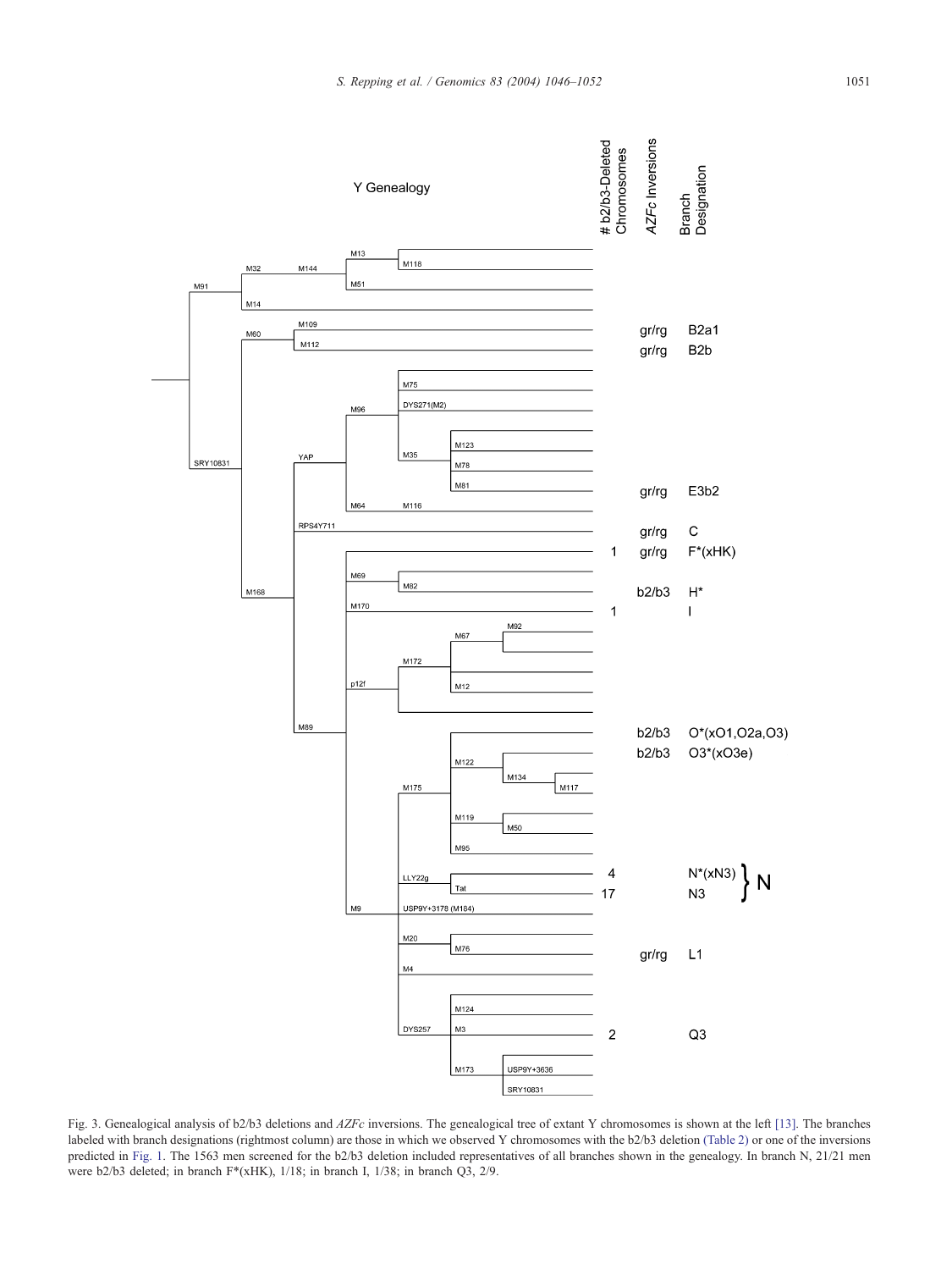Fig. 3. Genealogical analysis of b2/b3 deletions and *AZFc* inversions. The genealogical tree of extant Y chromosomes is shown at the left [13]. The branches labeled with branch designations (rightmost column) are those in which we observed Y chromosomes with the b2/b3 deletion (Table 2) or one of the inversions predicted in Fig. 1. The 1563 men screened for the b2/b3 deletion included representatives of all branches shown in the genealogy. In branch N, 21/21 men were b2/b3 deleted; in branch F*(xHK), 1/18; in branch I, 1/38; in branch Q3, 2/9.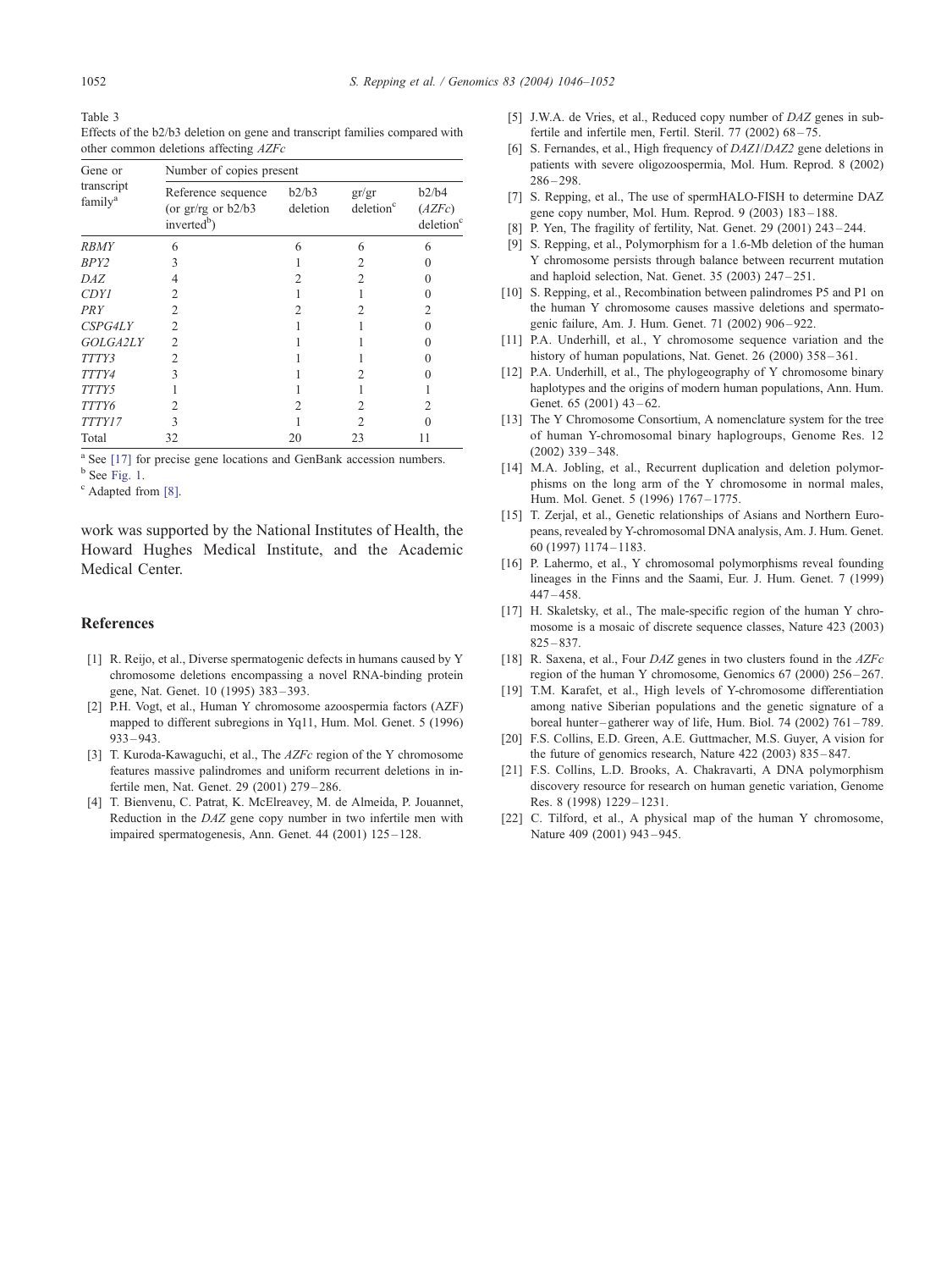Table 3
Effects of the b2/b3 deletion on gene and transcript families compared with other common deletions affecting *AZFc*

| Gene or transcript family[a] | Number of copies present | | | |
|---|---|---|---|---|
| | Reference sequence (or gr/rg or b2/b3 inverted[b]) | b2/b3 deletion | gr/gr deletion[c] | b2/b4 (*AZFc*) deletion[c] |
| *RBMY* | 6 | 6 | 6 | 6 |
| *BPY2* | 3 | 1 | 2 | 0 |
| *DAZ* | 4 | 2 | 2 | 0 |
| *CDY1* | 2 | 1 | 1 | 0 |
| *PRY* | 2 | 2 | 2 | 2 |
| *CSPG4LY* | 2 | 1 | 1 | 0 |
| *GOLGA2LY* | 2 | 1 | 1 | 0 |
| *TTTY3* | 2 | 1 | 1 | 0 |
| *TTTY4* | 3 | 1 | 2 | 0 |
| *TTTY5* | 1 | 1 | 1 | 1 |
| *TTTY6* | 2 | 2 | 2 | 2 |
| *TTTY17* | 3 | 1 | 2 | 0 |
| Total | 32 | 20 | 23 | 11 |

[a] See [17] for precise gene locations and GenBank accession numbers.
[b] See Fig. 1.
[c] Adapted from [8].

work was supported by the National Institutes of Health, the Howard Hughes Medical Institute, and the Academic Medical Center.

## References

[1] R. Reijo, et al., Diverse spermatogenic defects in humans caused by Y chromosome deletions encompassing a novel RNA-binding protein gene, Nat. Genet. 10 (1995) 383–393.

[2] P.H. Vogt, et al., Human Y chromosome azoospermia factors (AZF) mapped to different subregions in Yq11, Hum. Mol. Genet. 5 (1996) 933–943.

[3] T. Kuroda-Kawaguchi, et al., The *AZFc* region of the Y chromosome features massive palindromes and uniform recurrent deletions in infertile men, Nat. Genet. 29 (2001) 279–286.

[4] T. Bienvenu, C. Patrat, K. McElreavey, M. de Almeida, P. Jouannet, Reduction in the *DAZ* gene copy number in two infertile men with impaired spermatogenesis, Ann. Genet. 44 (2001) 125–128.

[5] J.W.A. de Vries, et al., Reduced copy number of *DAZ* genes in subfertile and infertile men, Fertil. Steril. 77 (2002) 68–75.

[6] S. Fernandes, et al., High frequency of *DAZ1*/*DAZ2* gene deletions in patients with severe oligozoospermia, Mol. Hum. Reprod. 8 (2002) 286–298.

[7] S. Repping, et al., The use of spermHALO-FISH to determine DAZ gene copy number, Mol. Hum. Reprod. 9 (2003) 183–188.

[8] P. Yen, The fragility of fertility, Nat. Genet. 29 (2001) 243–244.

[9] S. Repping, et al., Polymorphism for a 1.6-Mb deletion of the human Y chromosome persists through balance between recurrent mutation and haploid selection, Nat. Genet. 35 (2003) 247–251.

[10] S. Repping, et al., Recombination between palindromes P5 and P1 on the human Y chromosome causes massive deletions and spermatogenic failure, Am. J. Hum. Genet. 71 (2002) 906–922.

[11] P.A. Underhill, et al., Y chromosome sequence variation and the history of human populations, Nat. Genet. 26 (2000) 358–361.

[12] P.A. Underhill, et al., The phylogeography of Y chromosome binary haplotypes and the origins of modern human populations, Ann. Hum. Genet. 65 (2001) 43–62.

[13] The Y Chromosome Consortium, A nomenclature system for the tree of human Y-chromosomal binary haplogroups, Genome Res. 12 (2002) 339–348.

[14] M.A. Jobling, et al., Recurrent duplication and deletion polymorphisms on the long arm of the Y chromosome in normal males, Hum. Mol. Genet. 5 (1996) 1767–1775.

[15] T. Zerjal, et al., Genetic relationships of Asians and Northern Europeans, revealed by Y-chromosomal DNA analysis, Am. J. Hum. Genet. 60 (1997) 1174–1183.

[16] P. Lahermo, et al., Y chromosomal polymorphisms reveal founding lineages in the Finns and the Saami, Eur. J. Hum. Genet. 7 (1999) 447–458.

[17] H. Skaletsky, et al., The male-specific region of the human Y chromosome is a mosaic of discrete sequence classes, Nature 423 (2003) 825–837.

[18] R. Saxena, et al., Four *DAZ* genes in two clusters found in the *AZFc* region of the human Y chromosome, Genomics 67 (2000) 256–267.

[19] T.M. Karafet, et al., High levels of Y-chromosome differentiation among native Siberian populations and the genetic signature of a boreal hunter–gatherer way of life, Hum. Biol. 74 (2002) 761–789.

[20] F.S. Collins, E.D. Green, A.E. Guttmacher, M.S. Guyer, A vision for the future of genomics research, Nature 422 (2003) 835–847.

[21] F.S. Collins, L.D. Brooks, A. Chakravarti, A DNA polymorphism discovery resource for research on human genetic variation, Genome Res. 8 (1998) 1229–1231.

[22] C. Tilford, et al., A physical map of the human Y chromosome, Nature 409 (2001) 943–945.